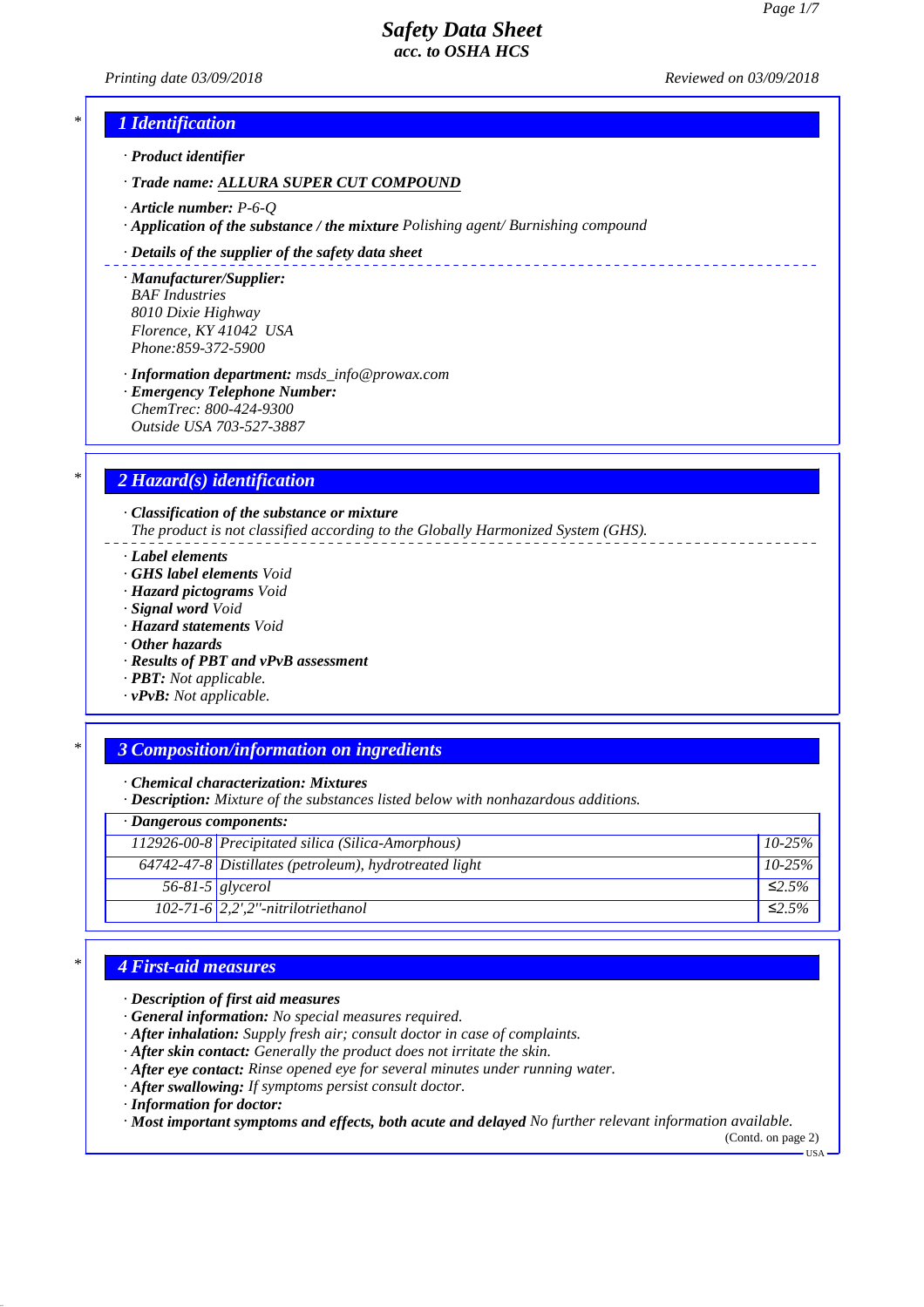# Safety Data Sheet
## acc. to OSHA HCS

*Printing date 03/09/2018* *Reviewed on 03/09/2018*

## 1 Identification

· **Product identifier**

· **Trade name: ALLURA SUPER CUT COMPOUND**

· **Article number:** P-6-Q
· **Application of the substance / the mixture** Polishing agent/ Burnishing compound

· **Details of the supplier of the safety data sheet**

· **Manufacturer/Supplier:**
BAF Industries
8010 Dixie Highway
Florence, KY 41042 USA
Phone:859-372-5900

· **Information department:** msds_info@prowax.com
· **Emergency Telephone Number:**
ChemTrec: 800-424-9300
Outside USA 703-527-3887

## 2 Hazard(s) identification

· **Classification of the substance or mixture**
The product is not classified according to the Globally Harmonized System (GHS).

· **Label elements**
· **GHS label elements** Void
· **Hazard pictograms** Void
· **Signal word** Void
· **Hazard statements** Void
· **Other hazards**
· **Results of PBT and vPvB assessment**
· **PBT:** Not applicable.
· **vPvB:** Not applicable.

## 3 Composition/information on ingredients

· **Chemical characterization: Mixtures**
· **Description:** Mixture of the substances listed below with nonhazardous additions.

| · Dangerous components: | | |
|---|---|---|
| 112926-00-8 | Precipitated silica (Silica-Amorphous) | 10-25% |
| 64742-47-8 | Distillates (petroleum), hydrotreated light | 10-25% |
| 56-81-5 | glycerol | ≤2.5% |
| 102-71-6 | 2,2',2''-nitrilotriethanol | ≤2.5% |

## 4 First-aid measures

· **Description of first aid measures**
· **General information:** No special measures required.
· **After inhalation:** Supply fresh air; consult doctor in case of complaints.
· **After skin contact:** Generally the product does not irritate the skin.
· **After eye contact:** Rinse opened eye for several minutes under running water.
· **After swallowing:** If symptoms persist consult doctor.
· **Information for doctor:**
· **Most important symptoms and effects, both acute and delayed** No further relevant information available.

(Contd. on page 2)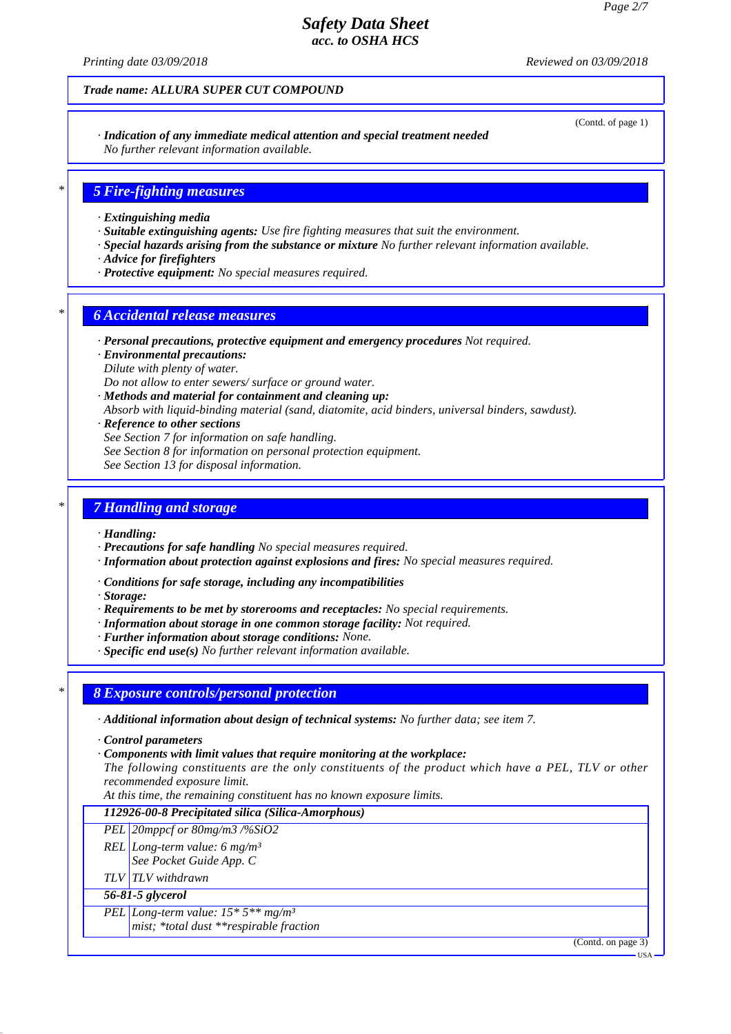*Trade name: ALLURA SUPER CUT COMPOUND*

(Contd. of page 1)

· **Indication of any immediate medical attention and special treatment needed**
No further relevant information available.

## 5 Fire-fighting measures

· **Extinguishing media**
· **Suitable extinguishing agents:** Use fire fighting measures that suit the environment.
· **Special hazards arising from the substance or mixture** No further relevant information available.
· **Advice for firefighters**
· **Protective equipment:** No special measures required.

## 6 Accidental release measures

· **Personal precautions, protective equipment and emergency procedures** Not required.
· **Environmental precautions:**
Dilute with plenty of water.
Do not allow to enter sewers/ surface or ground water.
· **Methods and material for containment and cleaning up:**
Absorb with liquid-binding material (sand, diatomite, acid binders, universal binders, sawdust).
· **Reference to other sections**
See Section 7 for information on safe handling.
See Section 8 for information on personal protection equipment.
See Section 13 for disposal information.

## 7 Handling and storage

· **Handling:**
· **Precautions for safe handling** No special measures required.
· **Information about protection against explosions and fires:** No special measures required.

· **Conditions for safe storage, including any incompatibilities**
· **Storage:**
· **Requirements to be met by storerooms and receptacles:** No special requirements.
· **Information about storage in one common storage facility:** Not required.
· **Further information about storage conditions:** None.
· **Specific end use(s)** No further relevant information available.

## 8 Exposure controls/personal protection

· **Additional information about design of technical systems:** No further data; see item 7.

· **Control parameters**
· **Components with limit values that require monitoring at the workplace:**
The following constituents are the only constituents of the product which have a PEL, TLV or other recommended exposure limit.
At this time, the remaining constituent has no known exposure limits.

| **112926-00-8 Precipitated silica (Silica-Amorphous)** | |
|---|---|
| PEL | 20mppcf or 80mg/m3 /%SiO2 |
| REL | Long-term value: 6 mg/m³<br>See Pocket Guide App. C |
| TLV | TLV withdrawn |
| **56-81-5 glycerol** | |
| PEL | Long-term value: 15* 5** mg/m³<br>mist; *total dust **respirable fraction |

(Contd. on page 3)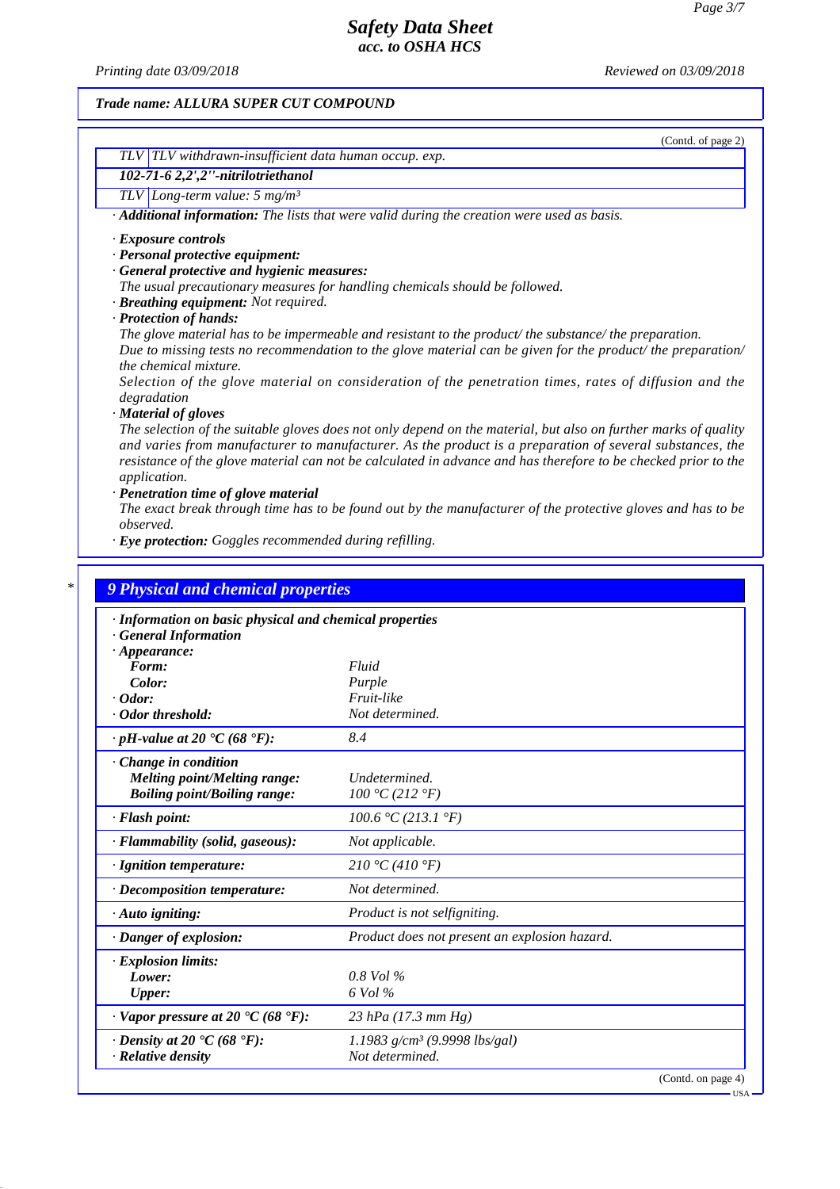**Trade name: ALLURA SUPER CUT COMPOUND**

(Contd. of page 2)

| | |
|---|---|
| TLV | TLV withdrawn-insufficient data human occup. exp. |
| **102-71-6 2,2',2''-nitrilotriethanol** | |
| TLV | Long-term value: 5 mg/m³ |

· **Additional information:** The lists that were valid during the creation were used as basis.

· **Exposure controls**
· **Personal protective equipment:**
· **General protective and hygienic measures:**
The usual precautionary measures for handling chemicals should be followed.
· **Breathing equipment:** Not required.
· **Protection of hands:**
The glove material has to be impermeable and resistant to the product/ the substance/ the preparation.
Due to missing tests no recommendation to the glove material can be given for the product/ the preparation/ the chemical mixture.
Selection of the glove material on consideration of the penetration times, rates of diffusion and the degradation
· **Material of gloves**
The selection of the suitable gloves does not only depend on the material, but also on further marks of quality and varies from manufacturer to manufacturer. As the product is a preparation of several substances, the resistance of the glove material can not be calculated in advance and has therefore to be checked prior to the application.
· **Penetration time of glove material**
The exact break through time has to be found out by the manufacturer of the protective gloves and has to be observed.
· **Eye protection:** Goggles recommended during refilling.

## 9 Physical and chemical properties

| · Information on basic physical and chemical properties | |
|---|---|
| · **General Information** | |
| · **Appearance:** | |
| **Form:** | Fluid |
| **Color:** | Purple |
| · **Odor:** | Fruit-like |
| · **Odor threshold:** | Not determined. |
| · **pH-value at 20 °C (68 °F):** | 8.4 |
| · **Change in condition** | |
| **Melting point/Melting range:** | Undetermined. |
| **Boiling point/Boiling range:** | 100 °C (212 °F) |
| · **Flash point:** | 100.6 °C (213.1 °F) |
| · **Flammability (solid, gaseous):** | Not applicable. |
| · **Ignition temperature:** | 210 °C (410 °F) |
| · **Decomposition temperature:** | Not determined. |
| · **Auto igniting:** | Product is not selfigniting. |
| · **Danger of explosion:** | Product does not present an explosion hazard. |
| · **Explosion limits:** | |
| **Lower:** | 0.8 Vol % |
| **Upper:** | 6 Vol % |
| · **Vapor pressure at 20 °C (68 °F):** | 23 hPa (17.3 mm Hg) |
| · **Density at 20 °C (68 °F):** | 1.1983 g/cm³ (9.9998 lbs/gal) |
| · **Relative density** | Not determined. |

(Contd. on page 4)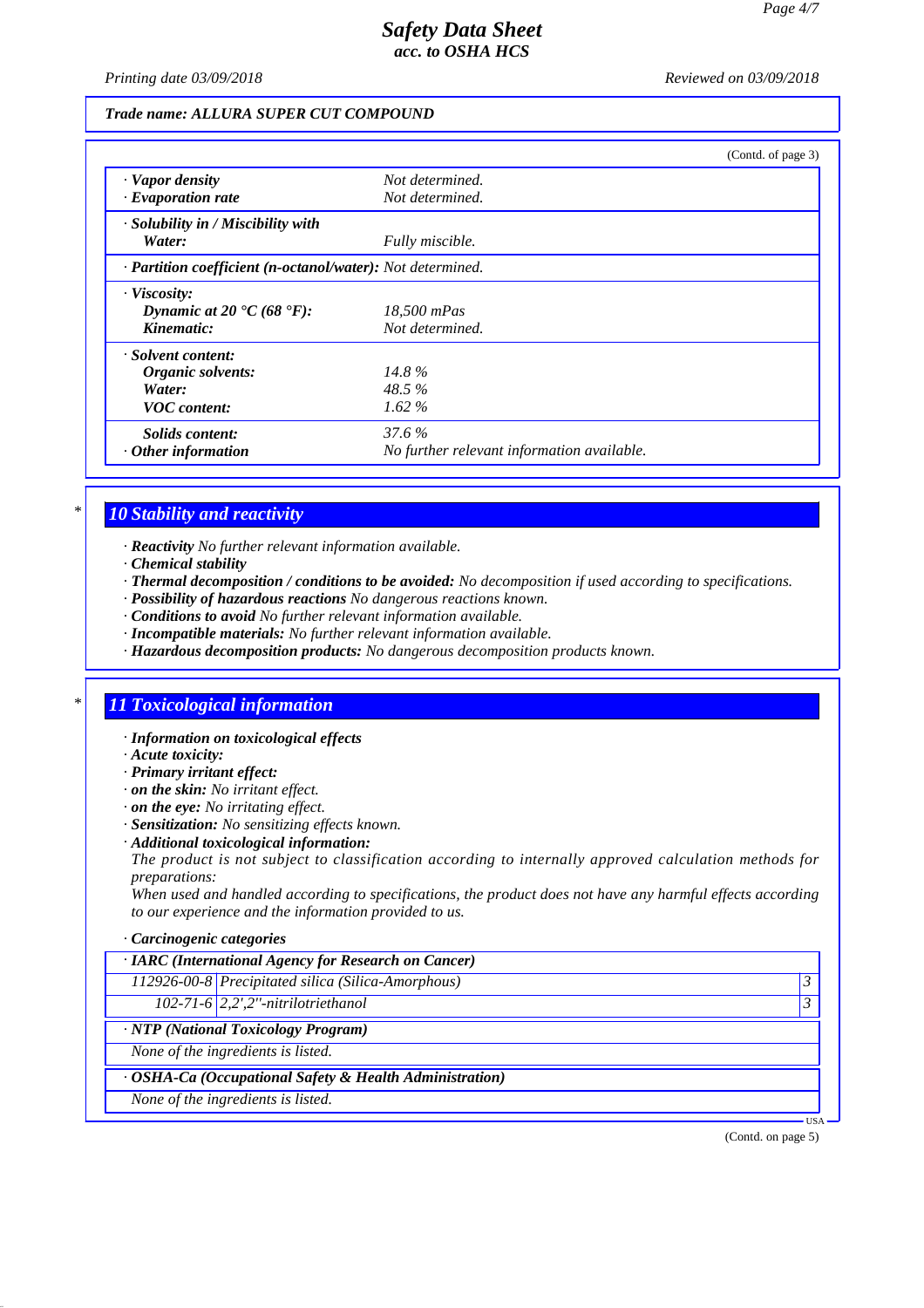**Trade name: ALLURA SUPER CUT COMPOUND**

(Contd. of page 3)

| | |
|---|---|
| · **Vapor density** | Not determined. |
| · **Evaporation rate** | Not determined. |
| · **Solubility in / Miscibility with** | |
| **Water:** | Fully miscible. |
| · **Partition coefficient (n-octanol/water):** | Not determined. |
| · **Viscosity:** | |
| **Dynamic at 20 °C (68 °F):** | 18,500 mPas |
| **Kinematic:** | Not determined. |
| · **Solvent content:** | |
| **Organic solvents:** | 14.8 % |
| **Water:** | 48.5 % |
| **VOC content:** | 1.62 % |
| **Solids content:** | 37.6 % |
| · **Other information** | No further relevant information available. |

## 10 Stability and reactivity

· **Reactivity** No further relevant information available.
· **Chemical stability**
· **Thermal decomposition / conditions to be avoided:** No decomposition if used according to specifications.
· **Possibility of hazardous reactions** No dangerous reactions known.
· **Conditions to avoid** No further relevant information available.
· **Incompatible materials:** No further relevant information available.
· **Hazardous decomposition products:** No dangerous decomposition products known.

## 11 Toxicological information

· **Information on toxicological effects**
· **Acute toxicity:**
· **Primary irritant effect:**
· **on the skin:** No irritant effect.
· **on the eye:** No irritating effect.
· **Sensitization:** No sensitizing effects known.
· **Additional toxicological information:**
The product is not subject to classification according to internally approved calculation methods for preparations:
When used and handled according to specifications, the product does not have any harmful effects according to our experience and the information provided to us.

· **Carcinogenic categories**

| · **IARC (International Agency for Research on Cancer)** | | |
|---|---|---|
| 112926-00-8 | Precipitated silica (Silica-Amorphous) | 3 |
| 102-71-6 | 2,2',2''-nitrilotriethanol | 3 |

· **NTP (National Toxicology Program)**

None of the ingredients is listed.

· **OSHA-Ca (Occupational Safety & Health Administration)**

None of the ingredients is listed.

(Contd. on page 5)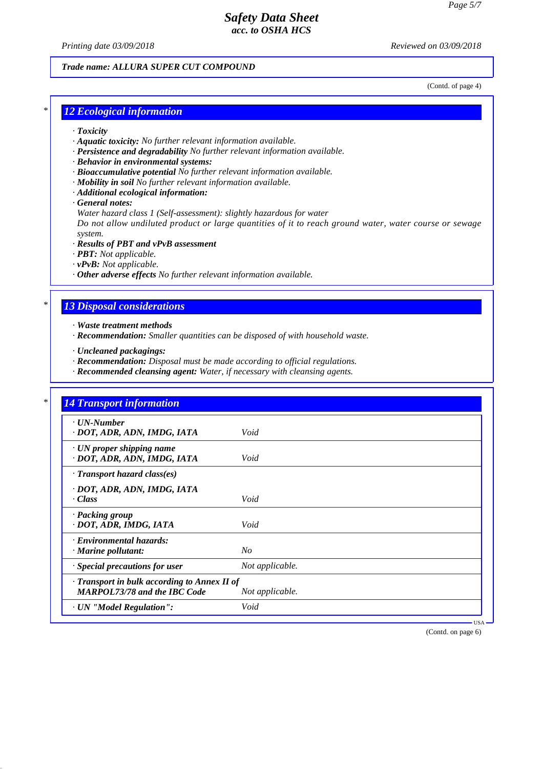*Trade name: ALLURA SUPER CUT COMPOUND*

(Contd. of page 4)

## 12 Ecological information

· **Toxicity**
· **Aquatic toxicity:** No further relevant information available.
· **Persistence and degradability** No further relevant information available.
· **Behavior in environmental systems:**
· **Bioaccumulative potential** No further relevant information available.
· **Mobility in soil** No further relevant information available.
· **Additional ecological information:**
· **General notes:**
Water hazard class 1 (Self-assessment): slightly hazardous for water
Do not allow undiluted product or large quantities of it to reach ground water, water course or sewage system.
· **Results of PBT and vPvB assessment**
· **PBT:** Not applicable.
· **vPvB:** Not applicable.
· **Other adverse effects** No further relevant information available.

## 13 Disposal considerations

· **Waste treatment methods**
· **Recommendation:** Smaller quantities can be disposed of with household waste.

· **Uncleaned packagings:**
· **Recommendation:** Disposal must be made according to official regulations.
· **Recommended cleansing agent:** Water, if necessary with cleansing agents.

## 14 Transport information

| | |
|---|---|
| · **UN-Number**<br>· **DOT, ADR, ADN, IMDG, IATA** | Void |
| · **UN proper shipping name**<br>· **DOT, ADR, ADN, IMDG, IATA** | Void |
| · **Transport hazard class(es)**<br>· **DOT, ADR, ADN, IMDG, IATA**<br>· **Class** | Void |
| · **Packing group**<br>· **DOT, ADR, IMDG, IATA** | Void |
| · **Environmental hazards:**<br>· **Marine pollutant:** | No |
| · **Special precautions for user** | Not applicable. |
| · **Transport in bulk according to Annex II of MARPOL73/78 and the IBC Code** | Not applicable. |
| · **UN "Model Regulation":** | Void |

(Contd. on page 6)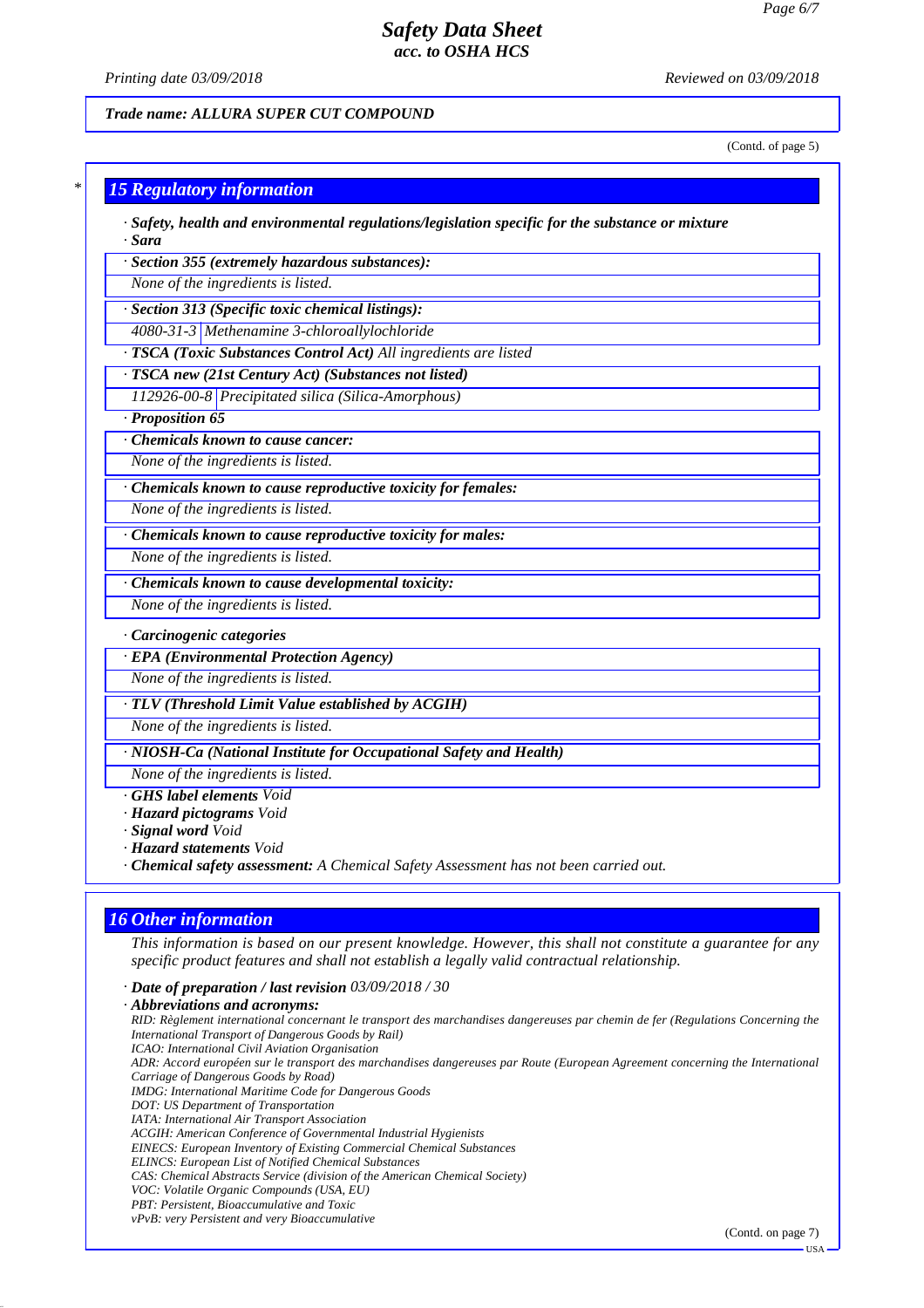*Trade name: ALLURA SUPER CUT COMPOUND*

(Contd. of page 5)

## 15 Regulatory information

· ***Safety, health and environmental regulations/legislation specific for the substance or mixture***
· ***Sara***

· ***Section 355 (extremely hazardous substances):***

*None of the ingredients is listed.*

· ***Section 313 (Specific toxic chemical listings):***

| 4080-31-3 | Methenamine 3-chloroallylochloride |
|---|---|

· ***TSCA (Toxic Substances Control Act)*** *All ingredients are listed*

· ***TSCA new (21st Century Act) (Substances not listed)***

| 112926-00-8 | Precipitated silica (Silica-Amorphous) |
|---|---|

· ***Proposition 65***

· ***Chemicals known to cause cancer:***

*None of the ingredients is listed.*

· ***Chemicals known to cause reproductive toxicity for females:***

*None of the ingredients is listed.*

· ***Chemicals known to cause reproductive toxicity for males:***

*None of the ingredients is listed.*

· ***Chemicals known to cause developmental toxicity:***

*None of the ingredients is listed.*

· ***Carcinogenic categories***

· ***EPA (Environmental Protection Agency)***

*None of the ingredients is listed.*

· ***TLV (Threshold Limit Value established by ACGIH)***

*None of the ingredients is listed.*

· ***NIOSH-Ca (National Institute for Occupational Safety and Health)***

*None of the ingredients is listed.*

· ***GHS label elements*** *Void*
· ***Hazard pictograms*** *Void*
· ***Signal word*** *Void*
· ***Hazard statements*** *Void*
· ***Chemical safety assessment:*** *A Chemical Safety Assessment has not been carried out.*

## 16 Other information

*This information is based on our present knowledge. However, this shall not constitute a guarantee for any specific product features and shall not establish a legally valid contractual relationship.*

· ***Date of preparation / last revision*** *03/09/2018 / 30*
· ***Abbreviations and acronyms:***

*RID: Règlement international concernant le transport des marchandises dangereuses par chemin de fer (Regulations Concerning the International Transport of Dangerous Goods by Rail)*
*ICAO: International Civil Aviation Organisation*
*ADR: Accord européen sur le transport des marchandises dangereuses par Route (European Agreement concerning the International Carriage of Dangerous Goods by Road)*
*IMDG: International Maritime Code for Dangerous Goods*
*DOT: US Department of Transportation*
*IATA: International Air Transport Association*
*ACGIH: American Conference of Governmental Industrial Hygienists*
*EINECS: European Inventory of Existing Commercial Chemical Substances*
*ELINCS: European List of Notified Chemical Substances*
*CAS: Chemical Abstracts Service (division of the American Chemical Society)*
*VOC: Volatile Organic Compounds (USA, EU)*
*PBT: Persistent, Bioaccumulative and Toxic*
*vPvB: very Persistent and very Bioaccumulative*

(Contd. on page 7)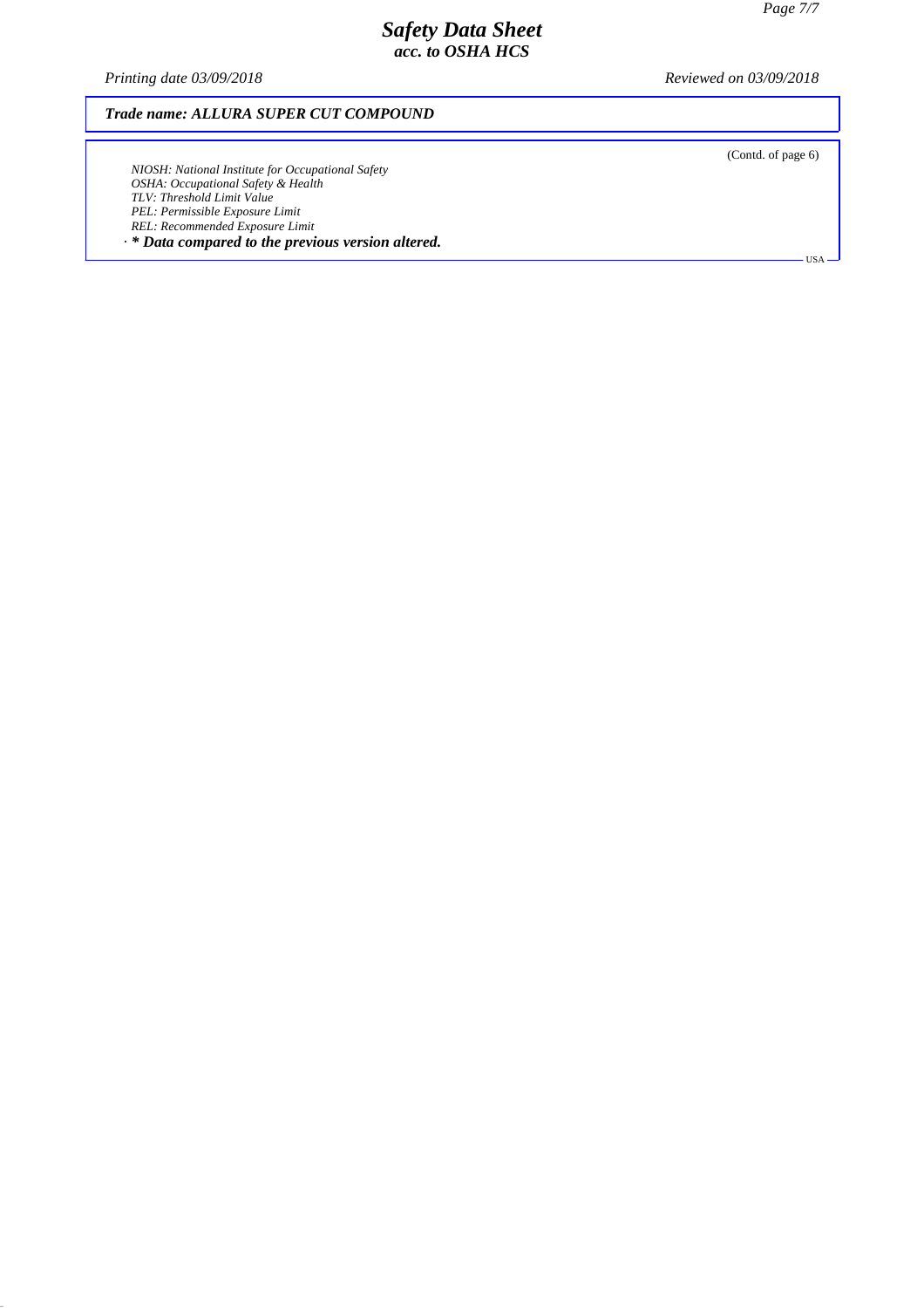*Trade name: ALLURA SUPER CUT COMPOUND*

(Contd. of page 6)

*NIOSH: National Institute for Occupational Safety*
*OSHA: Occupational Safety & Health*
*TLV: Threshold Limit Value*
*PEL: Permissible Exposure Limit*
*REL: Recommended Exposure Limit*

· ***\* Data compared to the previous version altered.***

USA